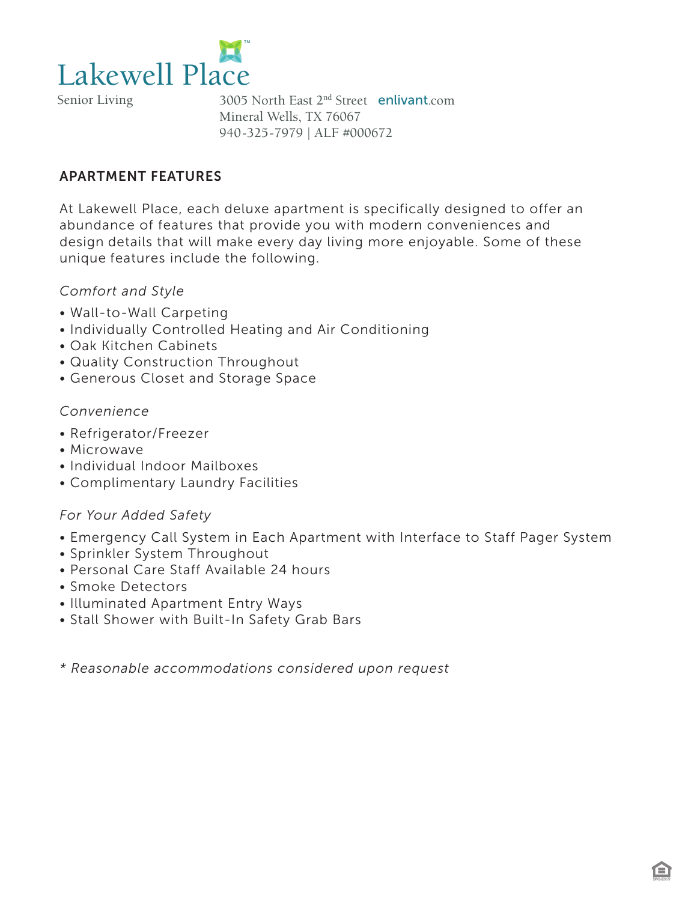# Lakewell Place

Senior Living

3005 North East 2nd Street enlivant.com
Mineral Wells, TX 76067
940-325-7979 | ALF #000672

## APARTMENT FEATURES

At Lakewell Place, each deluxe apartment is specifically designed to offer an abundance of features that provide you with modern conveniences and design details that will make every day living more enjoyable. Some of these unique features include the following.

*Comfort and Style*

- Wall-to-Wall Carpeting
- Individually Controlled Heating and Air Conditioning
- Oak Kitchen Cabinets
- Quality Construction Throughout
- Generous Closet and Storage Space

*Convenience*

- Refrigerator/Freezer
- Microwave
- Individual Indoor Mailboxes
- Complimentary Laundry Facilities

*For Your Added Safety*

- Emergency Call System in Each Apartment with Interface to Staff Pager System
- Sprinkler System Throughout
- Personal Care Staff Available 24 hours
- Smoke Detectors
- Illuminated Apartment Entry Ways
- Stall Shower with Built-In Safety Grab Bars

*\* Reasonable accommodations considered upon request*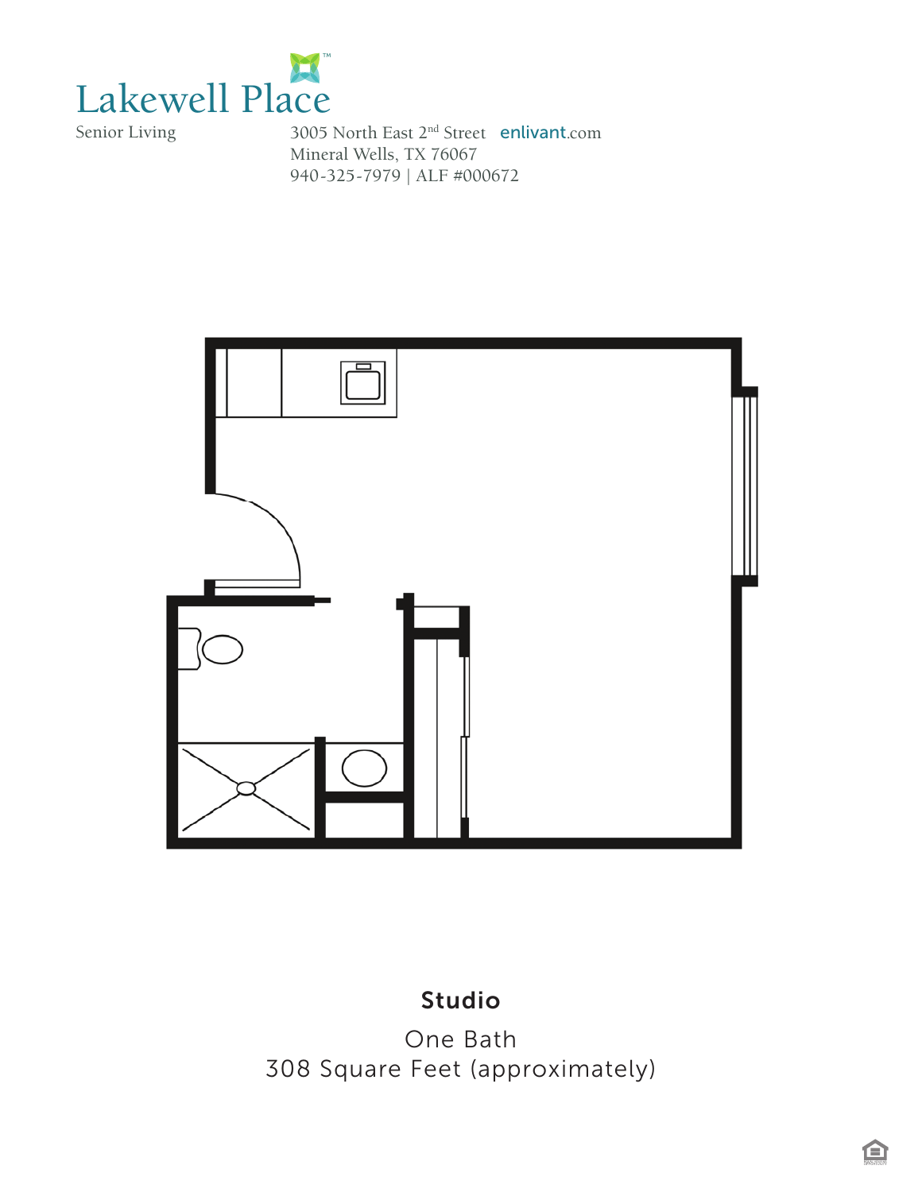# Lakewell Place

Senior Living

3005 North East 2nd Street enlivant.com
Mineral Wells, TX 76067
940-325-7979 | ALF #000672

**Studio**

One Bath
308 Square Feet (approximately)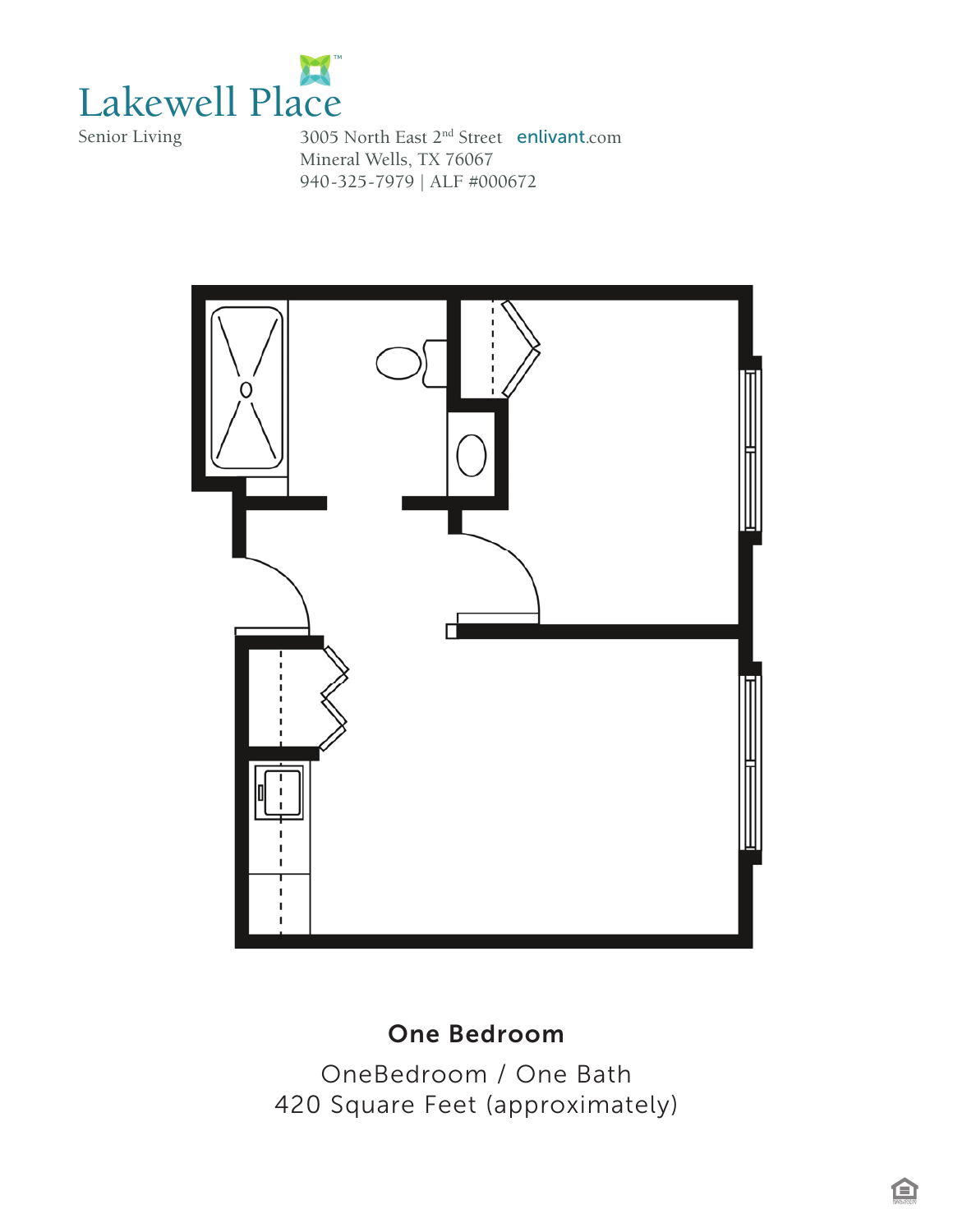# Lakewell Place

Senior Living

3005 North East 2nd Street enlivant.com
Mineral Wells, TX 76067
940-325-7979 | ALF #000672

## One Bedroom

OneBedroom / One Bath
420 Square Feet (approximately)